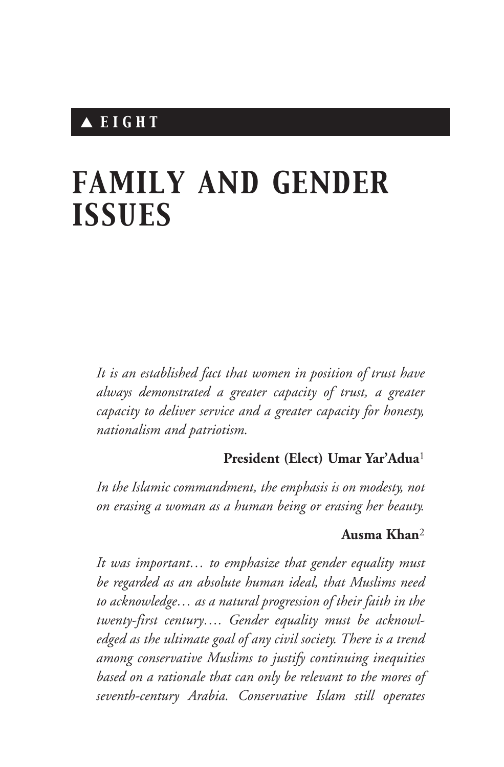▲ EIGHT

# FAMILY AND GENDER ISSUES

*It is an established fact that women in position of trust have always demonstrated a greater capacity of trust, a greater capacity to deliver service and a greater capacity for honesty, nationalism and patriotism.*

**President (Elect) Umar Yar'Adua**[1]

*In the Islamic commandment, the emphasis is on modesty, not on erasing a woman as a human being or erasing her beauty.*

**Ausma Khan**[2]

*It was important… to emphasize that gender equality must be regarded as an absolute human ideal, that Muslims need to acknowledge… as a natural progression of their faith in the twenty-first century…. Gender equality must be acknowledged as the ultimate goal of any civil society. There is a trend among conservative Muslims to justify continuing inequities based on a rationale that can only be relevant to the mores of seventh-century Arabia. Conservative Islam still operates*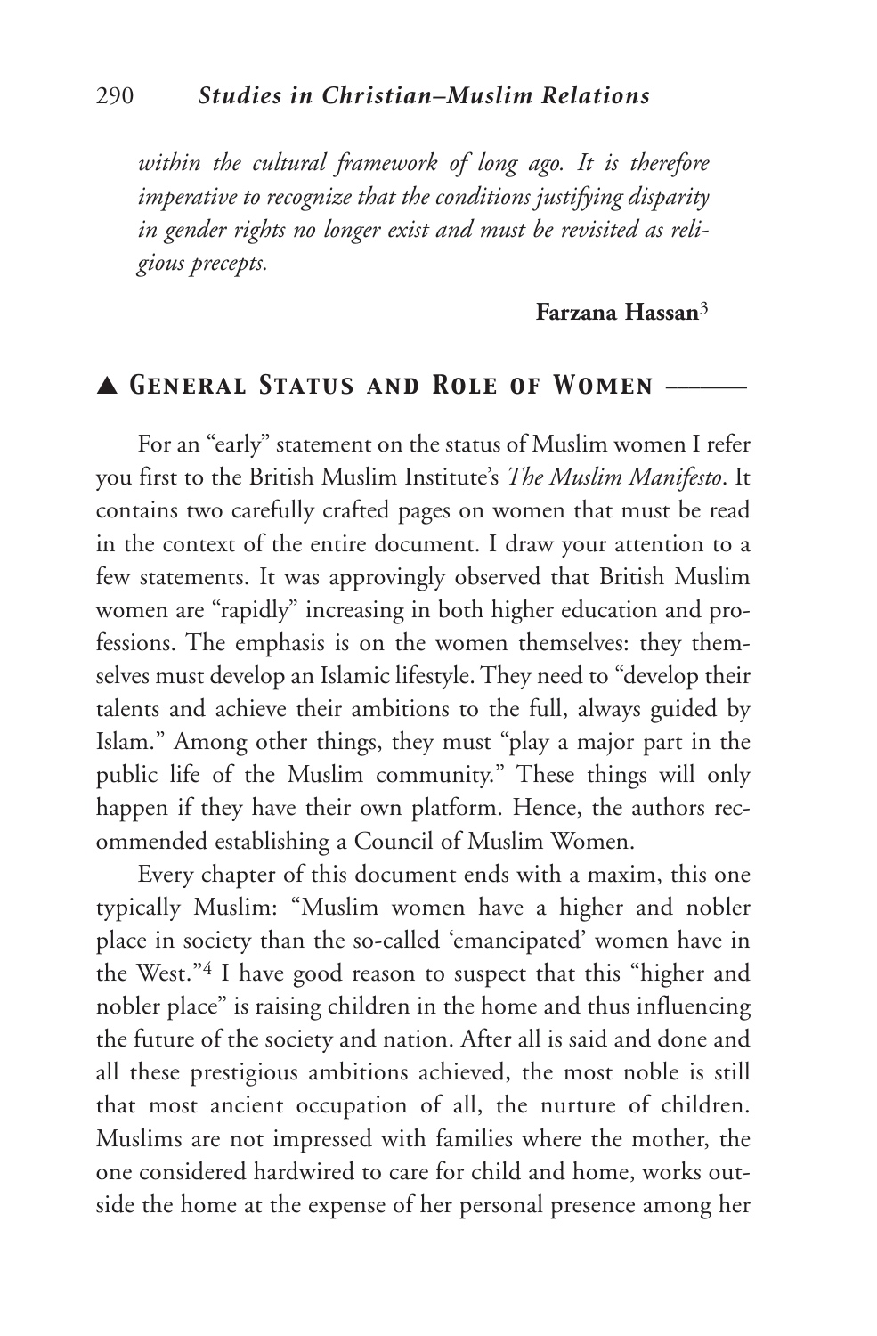*within the cultural framework of long ago. It is therefore imperative to recognize that the conditions justifying disparity in gender rights no longer exist and must be revisited as religious precepts.*

**Farzana Hassan**[3]

## ▲ General Status and Role of Women

For an "early" statement on the status of Muslim women I refer you first to the British Muslim Institute's *The Muslim Manifesto*. It contains two carefully crafted pages on women that must be read in the context of the entire document. I draw your attention to a few statements. It was approvingly observed that British Muslim women are "rapidly" increasing in both higher education and professions. The emphasis is on the women themselves: they themselves must develop an Islamic lifestyle. They need to "develop their talents and achieve their ambitions to the full, always guided by Islam." Among other things, they must "play a major part in the public life of the Muslim community." These things will only happen if they have their own platform. Hence, the authors recommended establishing a Council of Muslim Women.

Every chapter of this document ends with a maxim, this one typically Muslim: "Muslim women have a higher and nobler place in society than the so-called 'emancipated' women have in the West."[4] I have good reason to suspect that this "higher and nobler place" is raising children in the home and thus influencing the future of the society and nation. After all is said and done and all these prestigious ambitions achieved, the most noble is still that most ancient occupation of all, the nurture of children. Muslims are not impressed with families where the mother, the one considered hardwired to care for child and home, works outside the home at the expense of her personal presence among her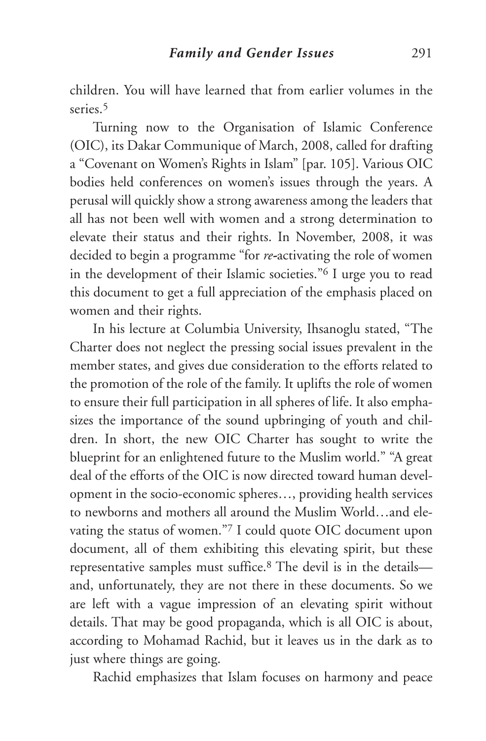children. You will have learned that from earlier volumes in the series.[5]

Turning now to the Organisation of Islamic Conference (OIC), its Dakar Communique of March, 2008, called for drafting a "Covenant on Women's Rights in Islam" [par. 105]. Various OIC bodies held conferences on women's issues through the years. A perusal will quickly show a strong awareness among the leaders that all has not been well with women and a strong determination to elevate their status and their rights. In November, 2008, it was decided to begin a programme "for *re*-activating the role of women in the development of their Islamic societies."[6] I urge you to read this document to get a full appreciation of the emphasis placed on women and their rights.

In his lecture at Columbia University, Ihsanoglu stated, "The Charter does not neglect the pressing social issues prevalent in the member states, and gives due consideration to the efforts related to the promotion of the role of the family. It uplifts the role of women to ensure their full participation in all spheres of life. It also emphasizes the importance of the sound upbringing of youth and children. In short, the new OIC Charter has sought to write the blueprint for an enlightened future to the Muslim world." "A great deal of the efforts of the OIC is now directed toward human development in the socio-economic spheres…, providing health services to newborns and mothers all around the Muslim World…and elevating the status of women."[7] I could quote OIC document upon document, all of them exhibiting this elevating spirit, but these representative samples must suffice.[8] The devil is in the details—and, unfortunately, they are not there in these documents. So we are left with a vague impression of an elevating spirit without details. That may be good propaganda, which is all OIC is about, according to Mohamad Rachid, but it leaves us in the dark as to just where things are going.

Rachid emphasizes that Islam focuses on harmony and peace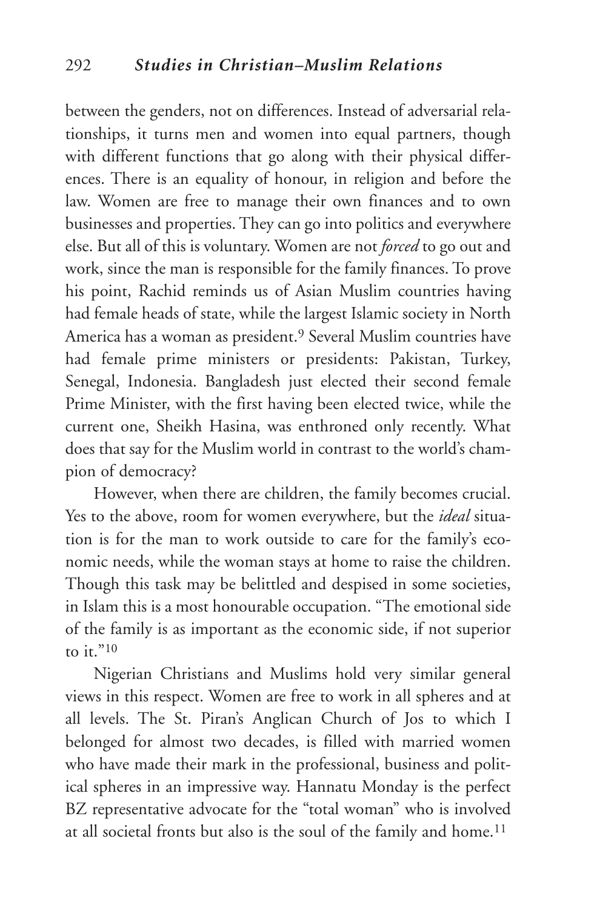between the genders, not on differences. Instead of adversarial relationships, it turns men and women into equal partners, though with different functions that go along with their physical differences. There is an equality of honour, in religion and before the law. Women are free to manage their own finances and to own businesses and properties. They can go into politics and everywhere else. But all of this is voluntary. Women are not *forced* to go out and work, since the man is responsible for the family finances. To prove his point, Rachid reminds us of Asian Muslim countries having had female heads of state, while the largest Islamic society in North America has a woman as president.[9] Several Muslim countries have had female prime ministers or presidents: Pakistan, Turkey, Senegal, Indonesia. Bangladesh just elected their second female Prime Minister, with the first having been elected twice, while the current one, Sheikh Hasina, was enthroned only recently. What does that say for the Muslim world in contrast to the world's champion of democracy?

However, when there are children, the family becomes crucial. Yes to the above, room for women everywhere, but the *ideal* situation is for the man to work outside to care for the family's economic needs, while the woman stays at home to raise the children. Though this task may be belittled and despised in some societies, in Islam this is a most honourable occupation. "The emotional side of the family is as important as the economic side, if not superior to it."[10]

Nigerian Christians and Muslims hold very similar general views in this respect. Women are free to work in all spheres and at all levels. The St. Piran's Anglican Church of Jos to which I belonged for almost two decades, is filled with married women who have made their mark in the professional, business and political spheres in an impressive way. Hannatu Monday is the perfect BZ representative advocate for the "total woman" who is involved at all societal fronts but also is the soul of the family and home.[11]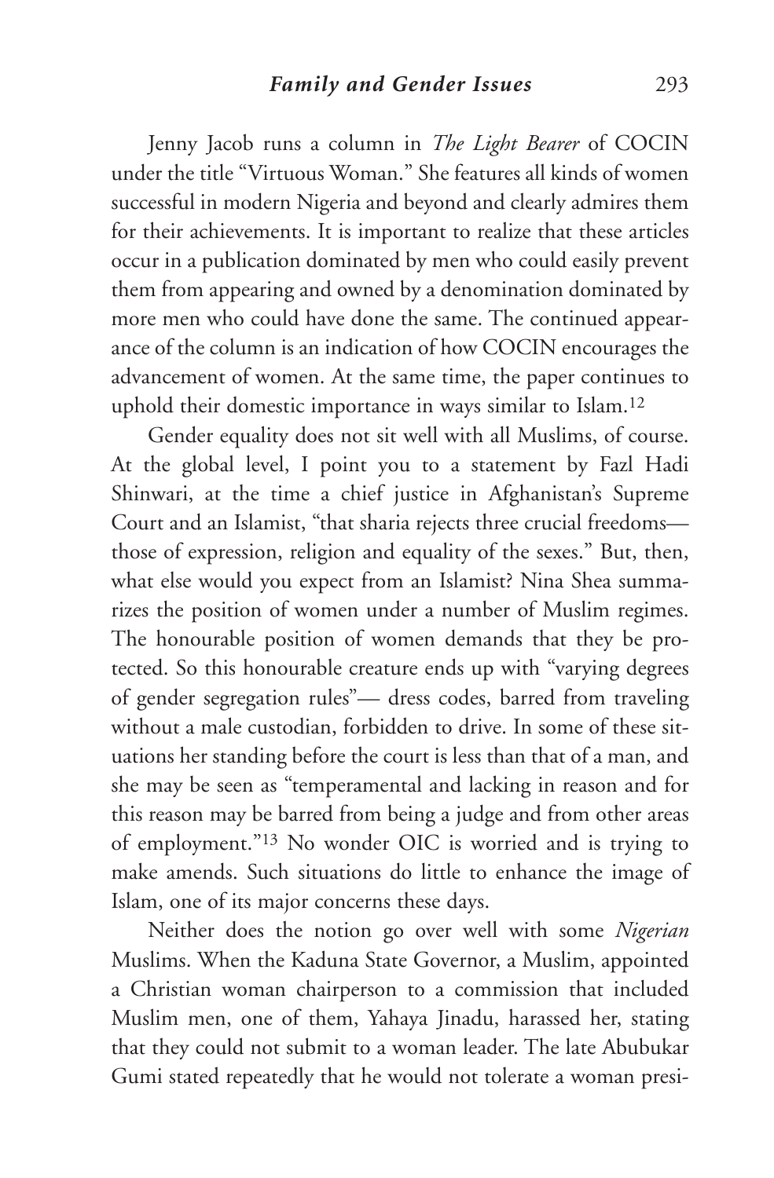Jenny Jacob runs a column in *The Light Bearer* of COCIN under the title "Virtuous Woman." She features all kinds of women successful in modern Nigeria and beyond and clearly admires them for their achievements. It is important to realize that these articles occur in a publication dominated by men who could easily prevent them from appearing and owned by a denomination dominated by more men who could have done the same. The continued appearance of the column is an indication of how COCIN encourages the advancement of women. At the same time, the paper continues to uphold their domestic importance in ways similar to Islam.[12]

Gender equality does not sit well with all Muslims, of course. At the global level, I point you to a statement by Fazl Hadi Shinwari, at the time a chief justice in Afghanistan's Supreme Court and an Islamist, "that sharia rejects three crucial freedoms—those of expression, religion and equality of the sexes." But, then, what else would you expect from an Islamist? Nina Shea summarizes the position of women under a number of Muslim regimes. The honourable position of women demands that they be protected. So this honourable creature ends up with "varying degrees of gender segregation rules"— dress codes, barred from traveling without a male custodian, forbidden to drive. In some of these situations her standing before the court is less than that of a man, and she may be seen as "temperamental and lacking in reason and for this reason may be barred from being a judge and from other areas of employment."[13] No wonder OIC is worried and is trying to make amends. Such situations do little to enhance the image of Islam, one of its major concerns these days.

Neither does the notion go over well with some *Nigerian* Muslims. When the Kaduna State Governor, a Muslim, appointed a Christian woman chairperson to a commission that included Muslim men, one of them, Yahaya Jinadu, harassed her, stating that they could not submit to a woman leader. The late Abubukar Gumi stated repeatedly that he would not tolerate a woman presi-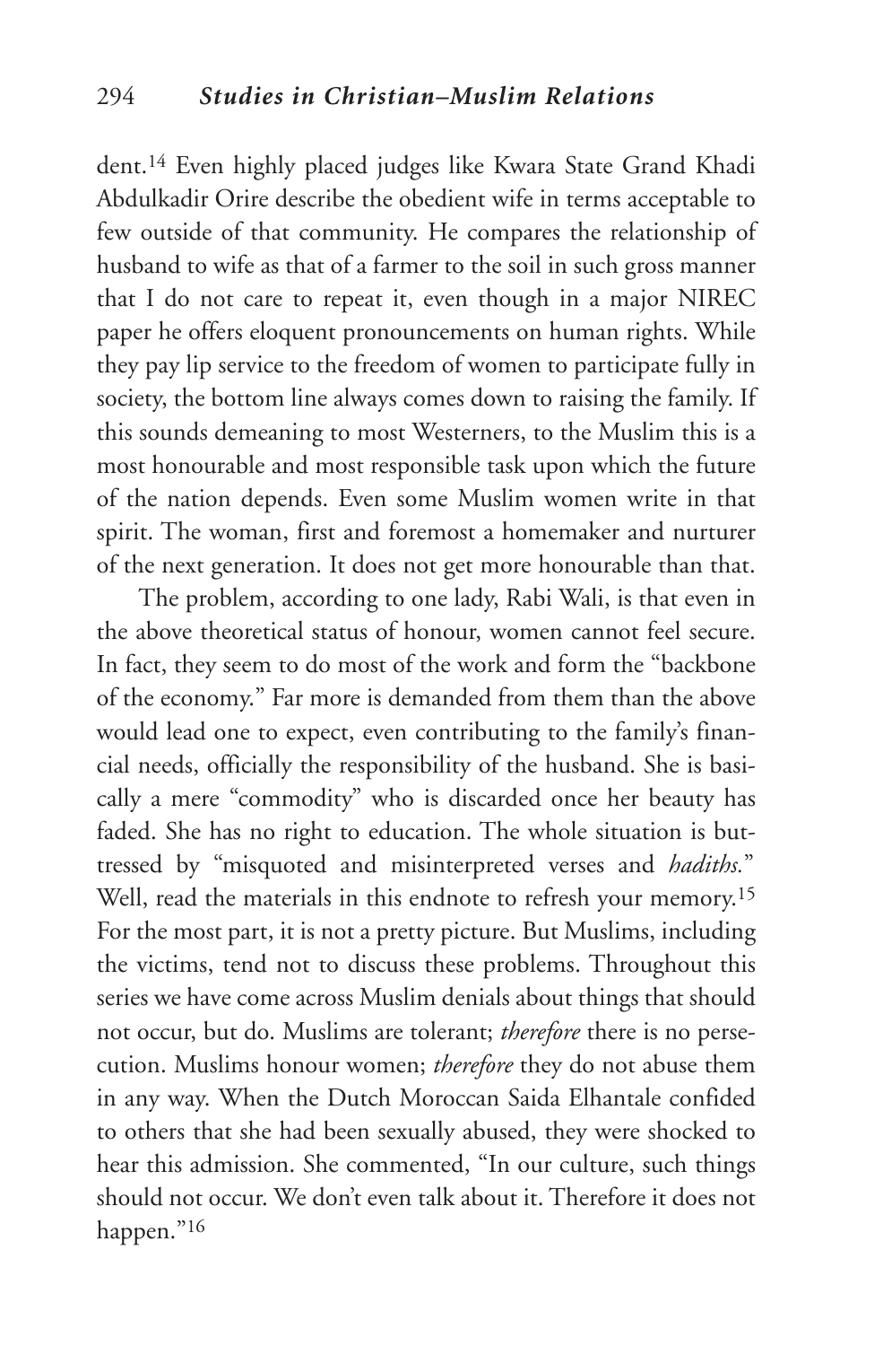dent.[14] Even highly placed judges like Kwara State Grand Khadi Abdulkadir Orire describe the obedient wife in terms acceptable to few outside of that community. He compares the relationship of husband to wife as that of a farmer to the soil in such gross manner that I do not care to repeat it, even though in a major NIREC paper he offers eloquent pronouncements on human rights. While they pay lip service to the freedom of women to participate fully in society, the bottom line always comes down to raising the family. If this sounds demeaning to most Westerners, to the Muslim this is a most honourable and most responsible task upon which the future of the nation depends. Even some Muslim women write in that spirit. The woman, first and foremost a homemaker and nurturer of the next generation. It does not get more honourable than that.

The problem, according to one lady, Rabi Wali, is that even in the above theoretical status of honour, women cannot feel secure. In fact, they seem to do most of the work and form the "backbone of the economy." Far more is demanded from them than the above would lead one to expect, even contributing to the family's financial needs, officially the responsibility of the husband. She is basically a mere "commodity" who is discarded once her beauty has faded. She has no right to education. The whole situation is buttressed by "misquoted and misinterpreted verses and *hadiths*." Well, read the materials in this endnote to refresh your memory.[15] For the most part, it is not a pretty picture. But Muslims, including the victims, tend not to discuss these problems. Throughout this series we have come across Muslim denials about things that should not occur, but do. Muslims are tolerant; *therefore* there is no persecution. Muslims honour women; *therefore* they do not abuse them in any way. When the Dutch Moroccan Saida Elhantale confided to others that she had been sexually abused, they were shocked to hear this admission. She commented, "In our culture, such things should not occur. We don't even talk about it. Therefore it does not happen."[16]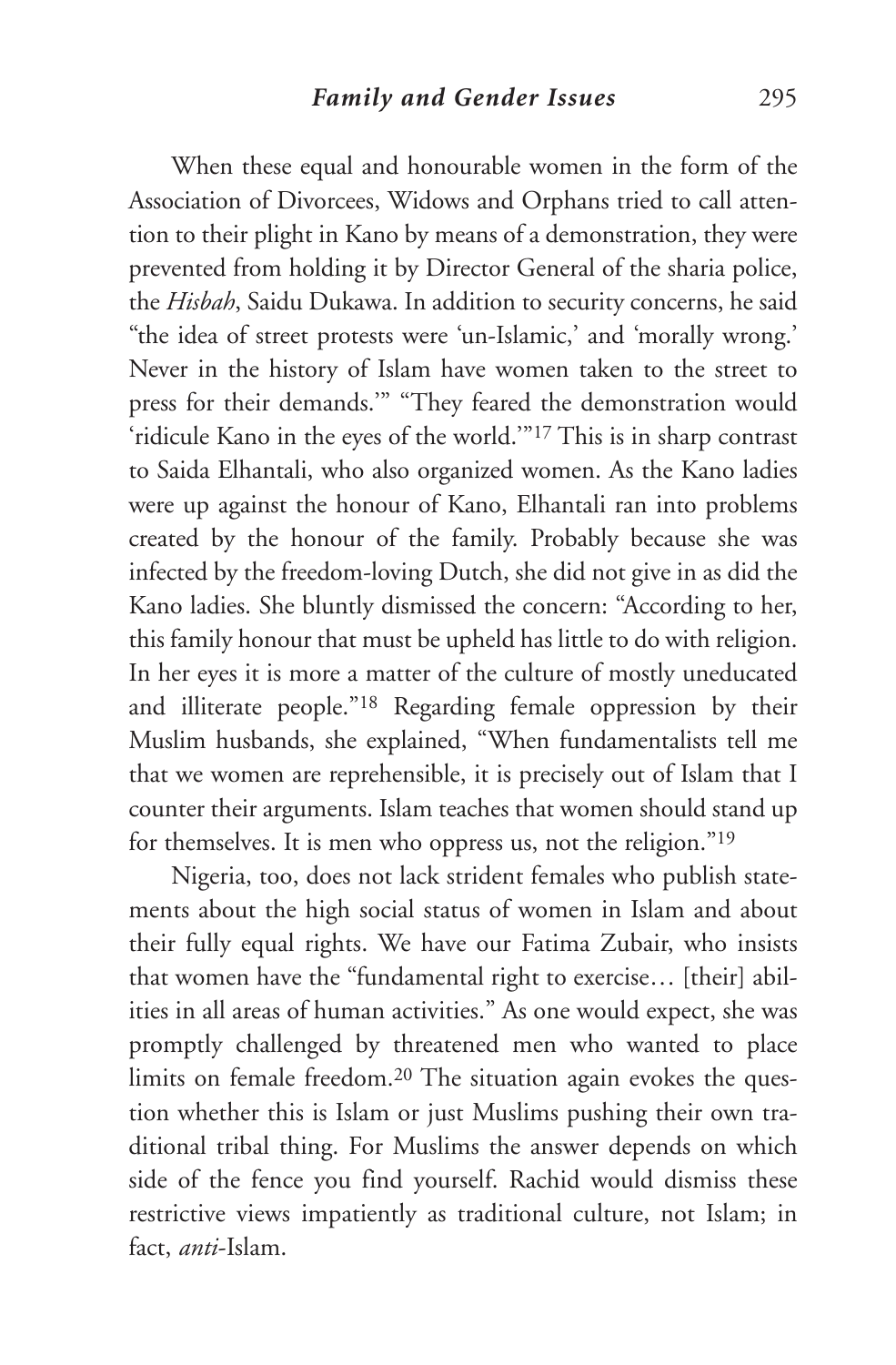When these equal and honourable women in the form of the Association of Divorcees, Widows and Orphans tried to call attention to their plight in Kano by means of a demonstration, they were prevented from holding it by Director General of the sharia police, the *Hisbah*, Saidu Dukawa. In addition to security concerns, he said "the idea of street protests were 'un-Islamic,' and 'morally wrong.' Never in the history of Islam have women taken to the street to press for their demands.'" "They feared the demonstration would 'ridicule Kano in the eyes of the world.'"[17] This is in sharp contrast to Saida Elhantali, who also organized women. As the Kano ladies were up against the honour of Kano, Elhantali ran into problems created by the honour of the family. Probably because she was infected by the freedom-loving Dutch, she did not give in as did the Kano ladies. She bluntly dismissed the concern: "According to her, this family honour that must be upheld has little to do with religion. In her eyes it is more a matter of the culture of mostly uneducated and illiterate people."[18] Regarding female oppression by their Muslim husbands, she explained, "When fundamentalists tell me that we women are reprehensible, it is precisely out of Islam that I counter their arguments. Islam teaches that women should stand up for themselves. It is men who oppress us, not the religion."[19]

Nigeria, too, does not lack strident females who publish statements about the high social status of women in Islam and about their fully equal rights. We have our Fatima Zubair, who insists that women have the "fundamental right to exercise… [their] abilities in all areas of human activities." As one would expect, she was promptly challenged by threatened men who wanted to place limits on female freedom.[20] The situation again evokes the question whether this is Islam or just Muslims pushing their own traditional tribal thing. For Muslims the answer depends on which side of the fence you find yourself. Rachid would dismiss these restrictive views impatiently as traditional culture, not Islam; in fact, *anti*-Islam.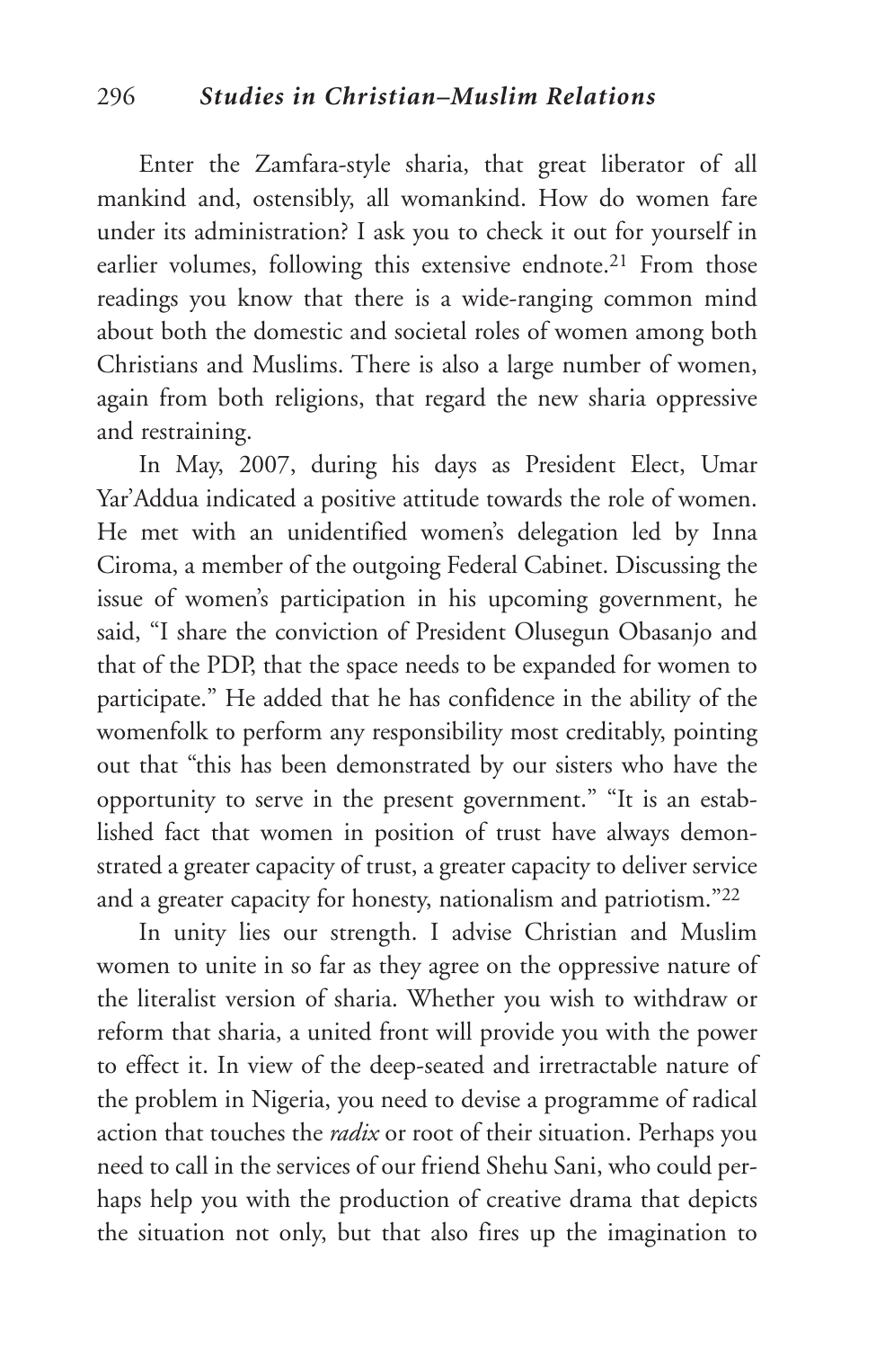Enter the Zamfara-style sharia, that great liberator of all mankind and, ostensibly, all womankind. How do women fare under its administration? I ask you to check it out for yourself in earlier volumes, following this extensive endnote.[21] From those readings you know that there is a wide-ranging common mind about both the domestic and societal roles of women among both Christians and Muslims. There is also a large number of women, again from both religions, that regard the new sharia oppressive and restraining.

In May, 2007, during his days as President Elect, Umar Yar'Addua indicated a positive attitude towards the role of women. He met with an unidentified women's delegation led by Inna Ciroma, a member of the outgoing Federal Cabinet. Discussing the issue of women's participation in his upcoming government, he said, "I share the conviction of President Olusegun Obasanjo and that of the PDP, that the space needs to be expanded for women to participate." He added that he has confidence in the ability of the womenfolk to perform any responsibility most creditably, pointing out that "this has been demonstrated by our sisters who have the opportunity to serve in the present government." "It is an established fact that women in position of trust have always demonstrated a greater capacity of trust, a greater capacity to deliver service and a greater capacity for honesty, nationalism and patriotism."[22]

In unity lies our strength. I advise Christian and Muslim women to unite in so far as they agree on the oppressive nature of the literalist version of sharia. Whether you wish to withdraw or reform that sharia, a united front will provide you with the power to effect it. In view of the deep-seated and irretractable nature of the problem in Nigeria, you need to devise a programme of radical action that touches the *radix* or root of their situation. Perhaps you need to call in the services of our friend Shehu Sani, who could perhaps help you with the production of creative drama that depicts the situation not only, but that also fires up the imagination to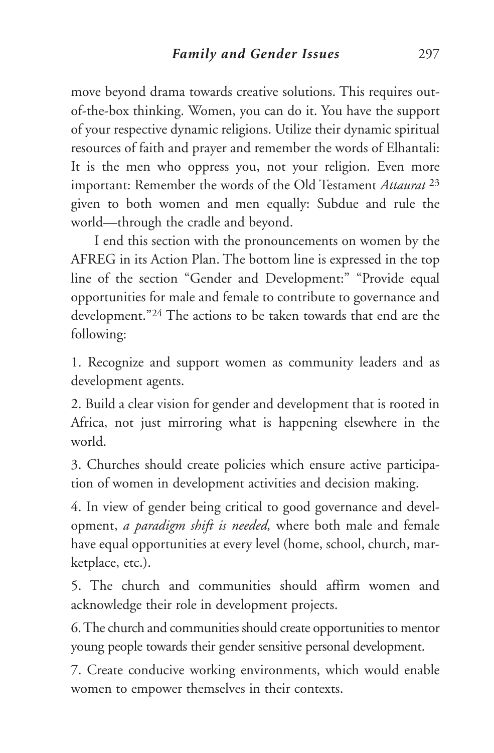move beyond drama towards creative solutions. This requires out-of-the-box thinking. Women, you can do it. You have the support of your respective dynamic religions. Utilize their dynamic spiritual resources of faith and prayer and remember the words of Elhantali: It is the men who oppress you, not your religion. Even more important: Remember the words of the Old Testament *Attaurat* [23] given to both women and men equally: Subdue and rule the world—through the cradle and beyond.

I end this section with the pronouncements on women by the AFREG in its Action Plan. The bottom line is expressed in the top line of the section "Gender and Development:" "Provide equal opportunities for male and female to contribute to governance and development."[24] The actions to be taken towards that end are the following:

1. Recognize and support women as community leaders and as development agents.

2. Build a clear vision for gender and development that is rooted in Africa, not just mirroring what is happening elsewhere in the world.

3. Churches should create policies which ensure active participation of women in development activities and decision making.

4. In view of gender being critical to good governance and development, *a paradigm shift is needed,* where both male and female have equal opportunities at every level (home, school, church, marketplace, etc.).

5. The church and communities should affirm women and acknowledge their role in development projects.

6. The church and communities should create opportunities to mentor young people towards their gender sensitive personal development.

7. Create conducive working environments, which would enable women to empower themselves in their contexts.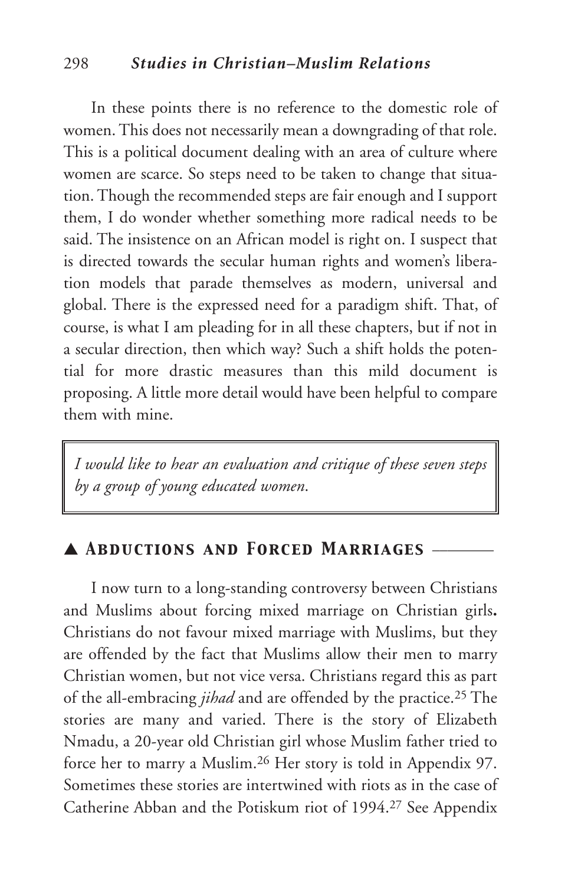In these points there is no reference to the domestic role of women. This does not necessarily mean a downgrading of that role. This is a political document dealing with an area of culture where women are scarce. So steps need to be taken to change that situation. Though the recommended steps are fair enough and I support them, I do wonder whether something more radical needs to be said. The insistence on an African model is right on. I suspect that is directed towards the secular human rights and women's liberation models that parade themselves as modern, universal and global. There is the expressed need for a paradigm shift. That, of course, is what I am pleading for in all these chapters, but if not in a secular direction, then which way? Such a shift holds the potential for more drastic measures than this mild document is proposing. A little more detail would have been helpful to compare them with mine.

> *I would like to hear an evaluation and critique of these seven steps by a group of young educated women.*

## ▲ Abductions and Forced Marriages

I now turn to a long-standing controversy between Christians and Muslims about forcing mixed marriage on Christian girls**.** Christians do not favour mixed marriage with Muslims, but they are offended by the fact that Muslims allow their men to marry Christian women, but not vice versa. Christians regard this as part of the all-embracing *jihad* and are offended by the practice.[25] The stories are many and varied. There is the story of Elizabeth Nmadu, a 20-year old Christian girl whose Muslim father tried to force her to marry a Muslim.[26] Her story is told in Appendix 97. Sometimes these stories are intertwined with riots as in the case of Catherine Abban and the Potiskum riot of 1994.[27] See Appendix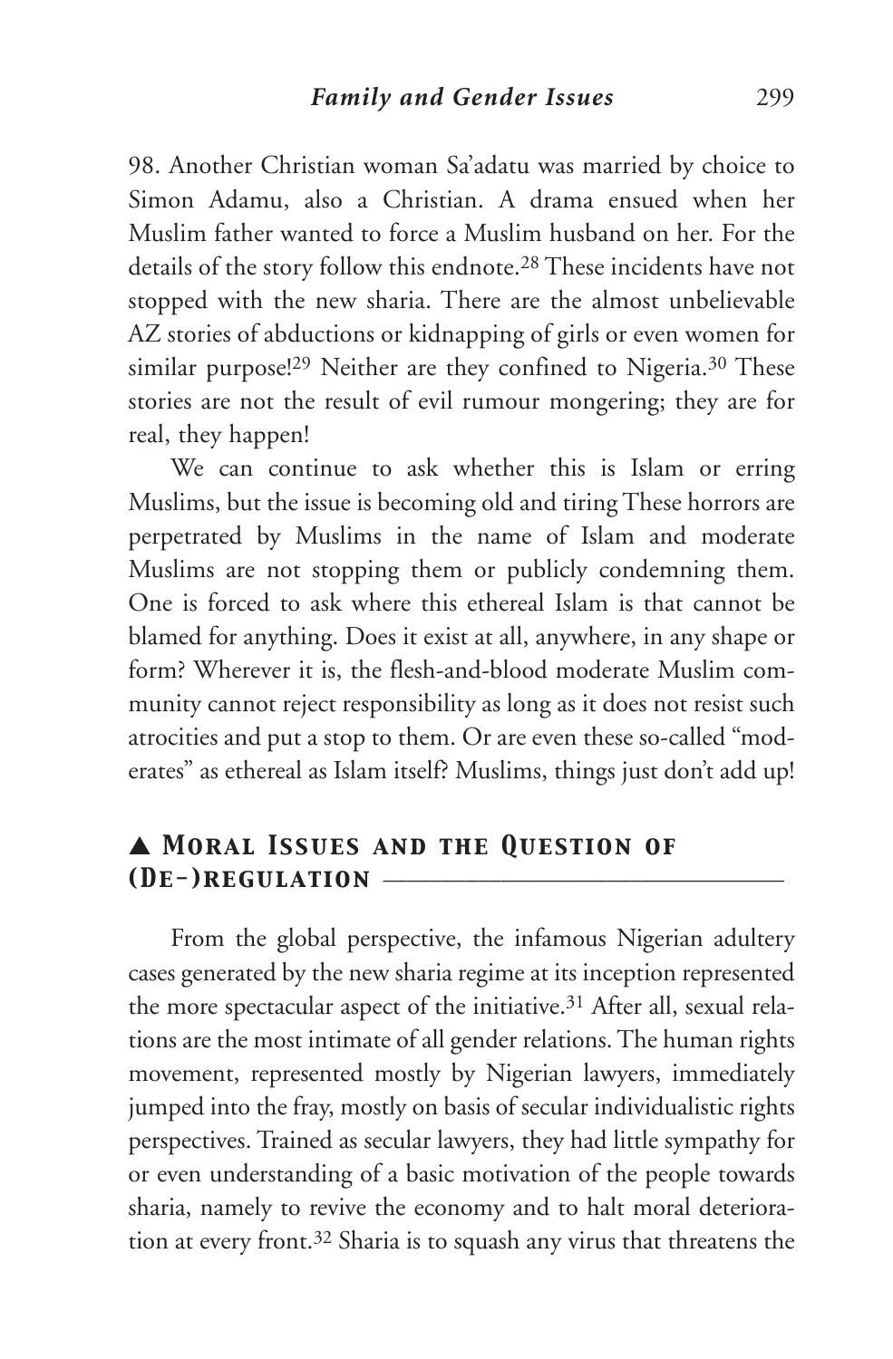98. Another Christian woman Sa'adatu was married by choice to Simon Adamu, also a Christian. A drama ensued when her Muslim father wanted to force a Muslim husband on her. For the details of the story follow this endnote.[28] These incidents have not stopped with the new sharia. There are the almost unbelievable AZ stories of abductions or kidnapping of girls or even women for similar purpose![29] Neither are they confined to Nigeria.[30] These stories are not the result of evil rumour mongering; they are for real, they happen!

We can continue to ask whether this is Islam or erring Muslims, but the issue is becoming old and tiring These horrors are perpetrated by Muslims in the name of Islam and moderate Muslims are not stopping them or publicly condemning them. One is forced to ask where this ethereal Islam is that cannot be blamed for anything. Does it exist at all, anywhere, in any shape or form? Wherever it is, the flesh-and-blood moderate Muslim community cannot reject responsibility as long as it does not resist such atrocities and put a stop to them. Or are even these so-called "moderates" as ethereal as Islam itself? Muslims, things just don't add up!

## ▲ Moral Issues and the Question of (De-)regulation

From the global perspective, the infamous Nigerian adultery cases generated by the new sharia regime at its inception represented the more spectacular aspect of the initiative.[31] After all, sexual relations are the most intimate of all gender relations. The human rights movement, represented mostly by Nigerian lawyers, immediately jumped into the fray, mostly on basis of secular individualistic rights perspectives. Trained as secular lawyers, they had little sympathy for or even understanding of a basic motivation of the people towards sharia, namely to revive the economy and to halt moral deterioration at every front.[32] Sharia is to squash any virus that threatens the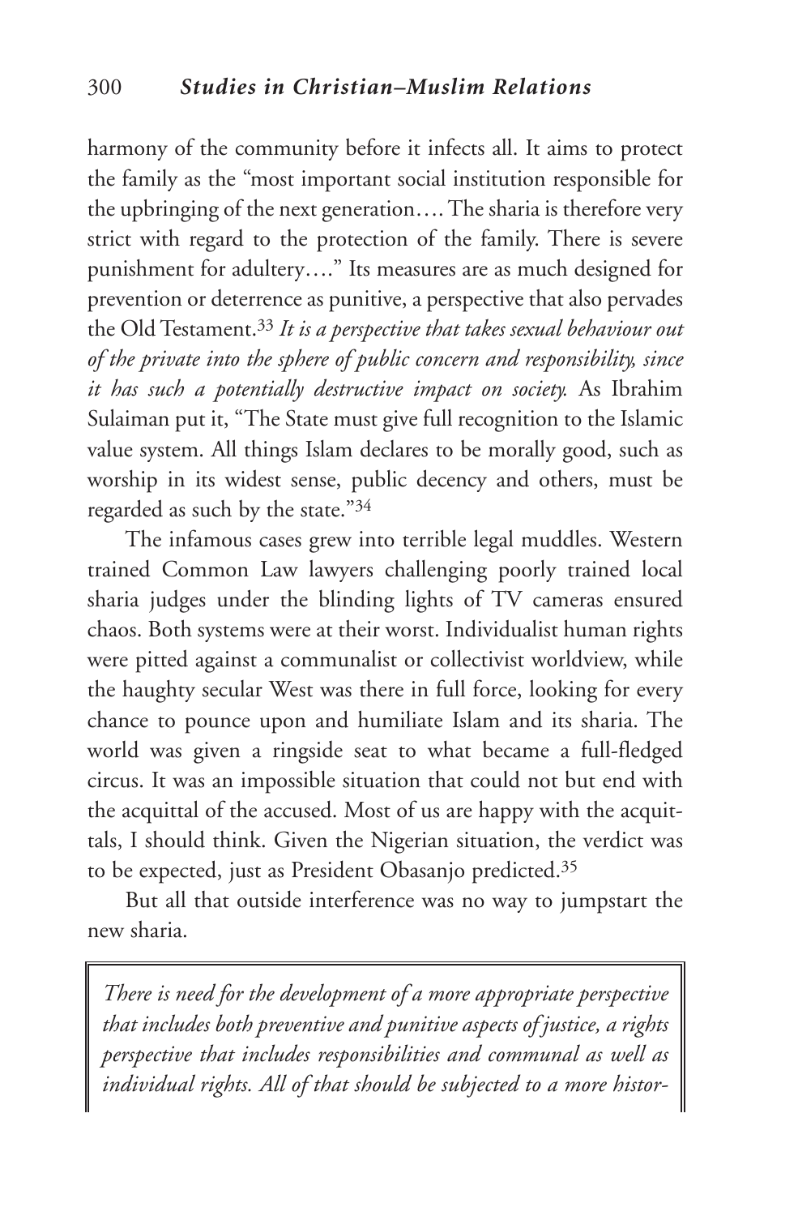harmony of the community before it infects all. It aims to protect the family as the "most important social institution responsible for the upbringing of the next generation…. The sharia is therefore very strict with regard to the protection of the family. There is severe punishment for adultery…." Its measures are as much designed for prevention or deterrence as punitive, a perspective that also pervades the Old Testament.[33] *It is a perspective that takes sexual behaviour out of the private into the sphere of public concern and responsibility, since it has such a potentially destructive impact on society.* As Ibrahim Sulaiman put it, "The State must give full recognition to the Islamic value system. All things Islam declares to be morally good, such as worship in its widest sense, public decency and others, must be regarded as such by the state."[34]

The infamous cases grew into terrible legal muddles. Western trained Common Law lawyers challenging poorly trained local sharia judges under the blinding lights of TV cameras ensured chaos. Both systems were at their worst. Individualist human rights were pitted against a communalist or collectivist worldview, while the haughty secular West was there in full force, looking for every chance to pounce upon and humiliate Islam and its sharia. The world was given a ringside seat to what became a full-fledged circus. It was an impossible situation that could not but end with the acquittal of the accused. Most of us are happy with the acquittals, I should think. Given the Nigerian situation, the verdict was to be expected, just as President Obasanjo predicted.[35]

But all that outside interference was no way to jumpstart the new sharia.

> *There is need for the development of a more appropriate perspective that includes both preventive and punitive aspects of justice, a rights perspective that includes responsibilities and communal as well as individual rights. All of that should be subjected to a more histor-*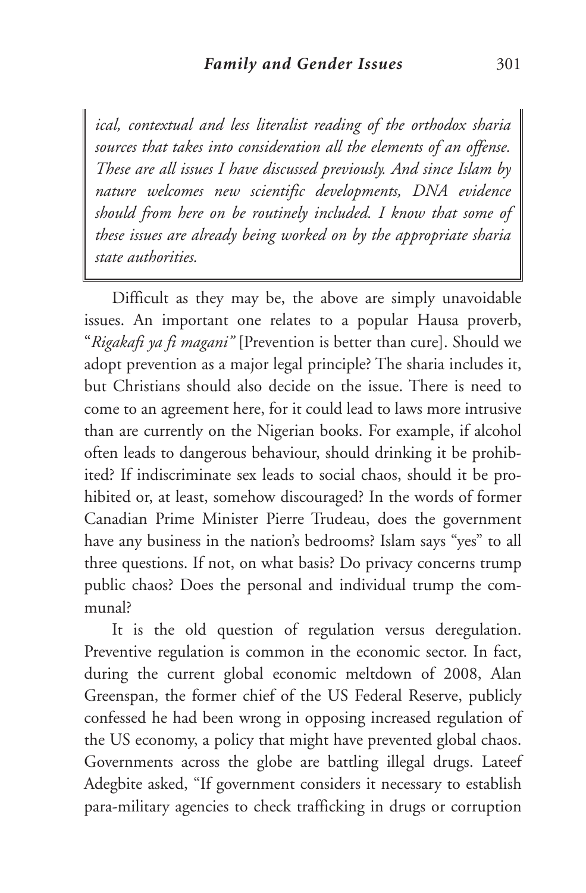*ical, contextual and less literalist reading of the orthodox sharia sources that takes into consideration all the elements of an offense. These are all issues I have discussed previously. And since Islam by nature welcomes new scientific developments, DNA evidence should from here on be routinely included. I know that some of these issues are already being worked on by the appropriate sharia state authorities.*

Difficult as they may be, the above are simply unavoidable issues. An important one relates to a popular Hausa proverb, "*Rigakafi ya fi magani"* [Prevention is better than cure]. Should we adopt prevention as a major legal principle? The sharia includes it, but Christians should also decide on the issue. There is need to come to an agreement here, for it could lead to laws more intrusive than are currently on the Nigerian books. For example, if alcohol often leads to dangerous behaviour, should drinking it be prohibited? If indiscriminate sex leads to social chaos, should it be prohibited or, at least, somehow discouraged? In the words of former Canadian Prime Minister Pierre Trudeau, does the government have any business in the nation's bedrooms? Islam says "yes" to all three questions. If not, on what basis? Do privacy concerns trump public chaos? Does the personal and individual trump the communal?

It is the old question of regulation versus deregulation. Preventive regulation is common in the economic sector. In fact, during the current global economic meltdown of 2008, Alan Greenspan, the former chief of the US Federal Reserve, publicly confessed he had been wrong in opposing increased regulation of the US economy, a policy that might have prevented global chaos. Governments across the globe are battling illegal drugs. Lateef Adegbite asked, "If government considers it necessary to establish para-military agencies to check trafficking in drugs or corruption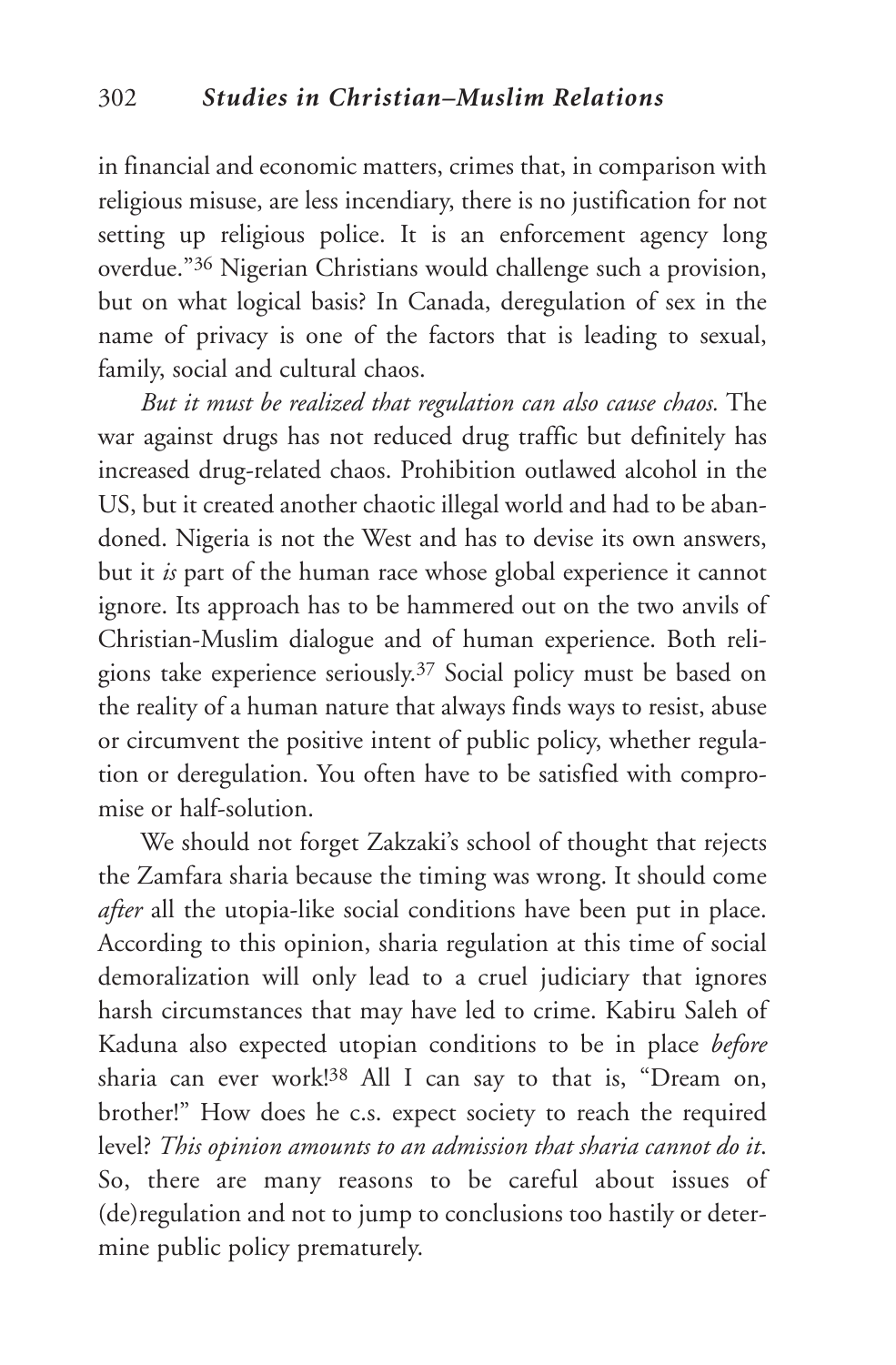in financial and economic matters, crimes that, in comparison with religious misuse, are less incendiary, there is no justification for not setting up religious police. It is an enforcement agency long overdue."[36] Nigerian Christians would challenge such a provision, but on what logical basis? In Canada, deregulation of sex in the name of privacy is one of the factors that is leading to sexual, family, social and cultural chaos.

*But it must be realized that regulation can also cause chaos.* The war against drugs has not reduced drug traffic but definitely has increased drug-related chaos. Prohibition outlawed alcohol in the US, but it created another chaotic illegal world and had to be abandoned. Nigeria is not the West and has to devise its own answers, but it *is* part of the human race whose global experience it cannot ignore. Its approach has to be hammered out on the two anvils of Christian-Muslim dialogue and of human experience. Both religions take experience seriously.[37] Social policy must be based on the reality of a human nature that always finds ways to resist, abuse or circumvent the positive intent of public policy, whether regulation or deregulation. You often have to be satisfied with compromise or half-solution.

We should not forget Zakzaki's school of thought that rejects the Zamfara sharia because the timing was wrong. It should come *after* all the utopia-like social conditions have been put in place. According to this opinion, sharia regulation at this time of social demoralization will only lead to a cruel judiciary that ignores harsh circumstances that may have led to crime. Kabiru Saleh of Kaduna also expected utopian conditions to be in place *before* sharia can ever work![38] All I can say to that is, "Dream on, brother!" How does he c.s. expect society to reach the required level? *This opinion amounts to an admission that sharia cannot do it*. So, there are many reasons to be careful about issues of (de)regulation and not to jump to conclusions too hastily or determine public policy prematurely.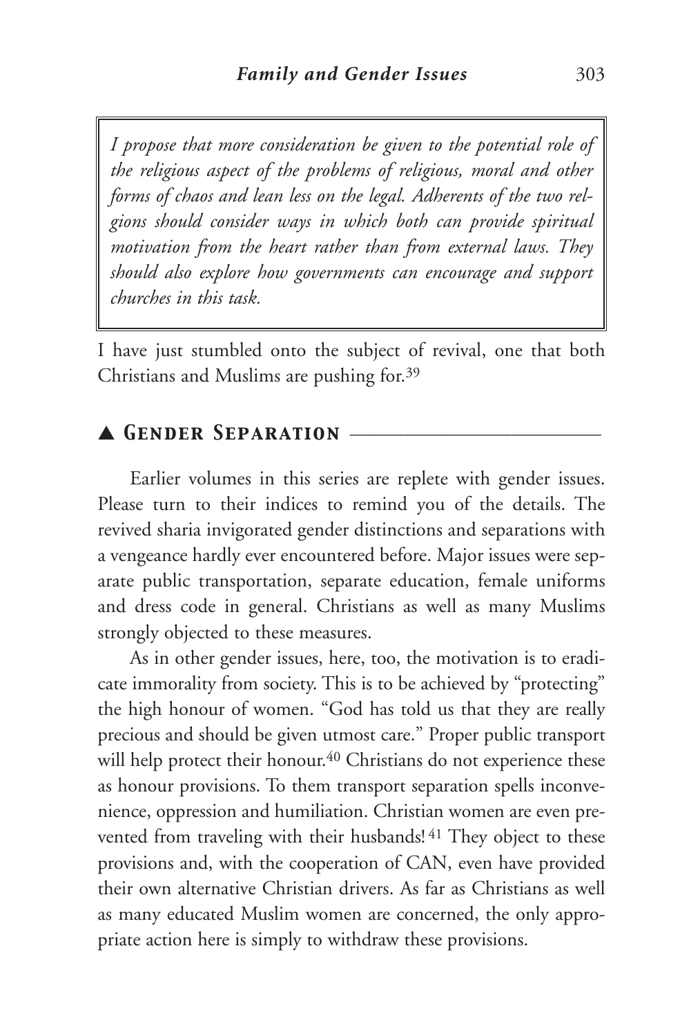> *I propose that more consideration be given to the potential role of the religious aspect of the problems of religious, moral and other forms of chaos and lean less on the legal. Adherents of the two relgions should consider ways in which both can provide spiritual motivation from the heart rather than from external laws. They should also explore how governments can encourage and support churches in this task.*

I have just stumbled onto the subject of revival, one that both Christians and Muslims are pushing for.[39]

## ▲ Gender Separation

Earlier volumes in this series are replete with gender issues. Please turn to their indices to remind you of the details. The revived sharia invigorated gender distinctions and separations with a vengeance hardly ever encountered before. Major issues were separate public transportation, separate education, female uniforms and dress code in general. Christians as well as many Muslims strongly objected to these measures.

As in other gender issues, here, too, the motivation is to eradicate immorality from society. This is to be achieved by "protecting" the high honour of women. "God has told us that they are really precious and should be given utmost care." Proper public transport will help protect their honour.[40] Christians do not experience these as honour provisions. To them transport separation spells inconvenience, oppression and humiliation. Christian women are even prevented from traveling with their husbands![41] They object to these provisions and, with the cooperation of CAN, even have provided their own alternative Christian drivers. As far as Christians as well as many educated Muslim women are concerned, the only appropriate action here is simply to withdraw these provisions.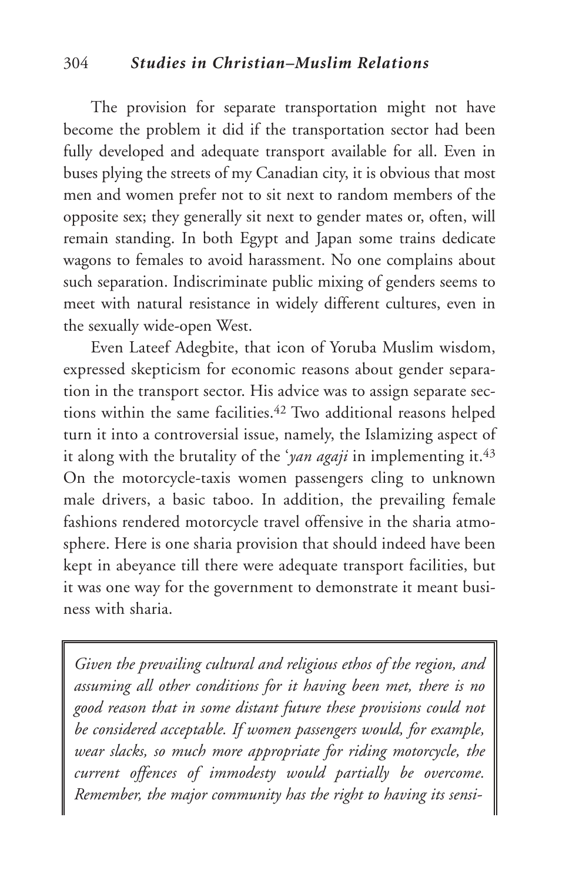The provision for separate transportation might not have become the problem it did if the transportation sector had been fully developed and adequate transport available for all. Even in buses plying the streets of my Canadian city, it is obvious that most men and women prefer not to sit next to random members of the opposite sex; they generally sit next to gender mates or, often, will remain standing. In both Egypt and Japan some trains dedicate wagons to females to avoid harassment. No one complains about such separation. Indiscriminate public mixing of genders seems to meet with natural resistance in widely different cultures, even in the sexually wide-open West.

Even Lateef Adegbite, that icon of Yoruba Muslim wisdom, expressed skepticism for economic reasons about gender separation in the transport sector. His advice was to assign separate sections within the same facilities.[42] Two additional reasons helped turn it into a controversial issue, namely, the Islamizing aspect of it along with the brutality of the '*yan agaji* in implementing it.[43] On the motorcycle-taxis women passengers cling to unknown male drivers, a basic taboo. In addition, the prevailing female fashions rendered motorcycle travel offensive in the sharia atmosphere. Here is one sharia provision that should indeed have been kept in abeyance till there were adequate transport facilities, but it was one way for the government to demonstrate it meant business with sharia.

*Given the prevailing cultural and religious ethos of the region, and assuming all other conditions for it having been met, there is no good reason that in some distant future these provisions could not be considered acceptable. If women passengers would, for example, wear slacks, so much more appropriate for riding motorcycle, the current offences of immodesty would partially be overcome. Remember, the major community has the right to having its sensi-*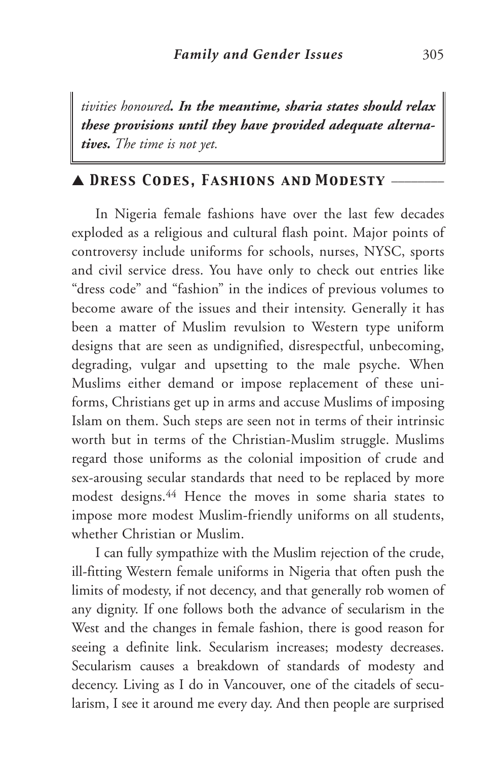*tivities honoured. **In the meantime, sharia states should relax these provisions until they have provided adequate alternatives.** The time is not yet.*

## ▲ Dress Codes, Fashions and Modesty

In Nigeria female fashions have over the last few decades exploded as a religious and cultural flash point. Major points of controversy include uniforms for schools, nurses, NYSC, sports and civil service dress. You have only to check out entries like "dress code" and "fashion" in the indices of previous volumes to become aware of the issues and their intensity. Generally it has been a matter of Muslim revulsion to Western type uniform designs that are seen as undignified, disrespectful, unbecoming, degrading, vulgar and upsetting to the male psyche. When Muslims either demand or impose replacement of these uniforms, Christians get up in arms and accuse Muslims of imposing Islam on them. Such steps are seen not in terms of their intrinsic worth but in terms of the Christian-Muslim struggle. Muslims regard those uniforms as the colonial imposition of crude and sex-arousing secular standards that need to be replaced by more modest designs.[44] Hence the moves in some sharia states to impose more modest Muslim-friendly uniforms on all students, whether Christian or Muslim.

I can fully sympathize with the Muslim rejection of the crude, ill-fitting Western female uniforms in Nigeria that often push the limits of modesty, if not decency, and that generally rob women of any dignity. If one follows both the advance of secularism in the West and the changes in female fashion, there is good reason for seeing a definite link. Secularism increases; modesty decreases. Secularism causes a breakdown of standards of modesty and decency. Living as I do in Vancouver, one of the citadels of secularism, I see it around me every day. And then people are surprised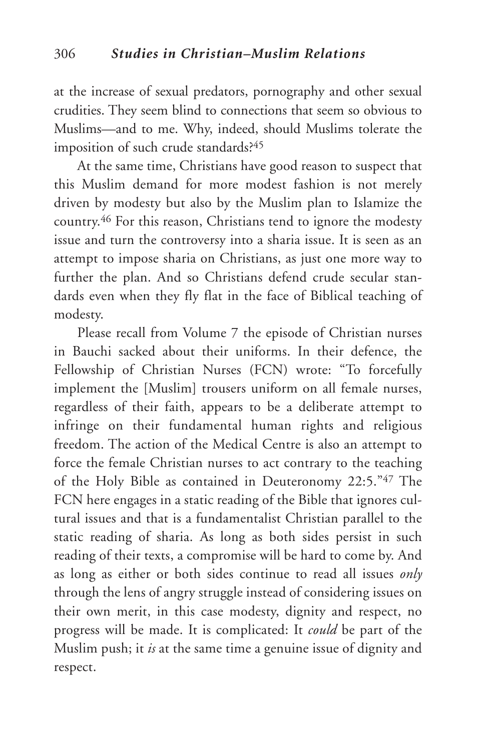at the increase of sexual predators, pornography and other sexual crudities. They seem blind to connections that seem so obvious to Muslims—and to me. Why, indeed, should Muslims tolerate the imposition of such crude standards?[45]

At the same time, Christians have good reason to suspect that this Muslim demand for more modest fashion is not merely driven by modesty but also by the Muslim plan to Islamize the country.[46] For this reason, Christians tend to ignore the modesty issue and turn the controversy into a sharia issue. It is seen as an attempt to impose sharia on Christians, as just one more way to further the plan. And so Christians defend crude secular standards even when they fly flat in the face of Biblical teaching of modesty.

Please recall from Volume 7 the episode of Christian nurses in Bauchi sacked about their uniforms. In their defence, the Fellowship of Christian Nurses (FCN) wrote: "To forcefully implement the [Muslim] trousers uniform on all female nurses, regardless of their faith, appears to be a deliberate attempt to infringe on their fundamental human rights and religious freedom. The action of the Medical Centre is also an attempt to force the female Christian nurses to act contrary to the teaching of the Holy Bible as contained in Deuteronomy 22:5."[47] The FCN here engages in a static reading of the Bible that ignores cultural issues and that is a fundamentalist Christian parallel to the static reading of sharia. As long as both sides persist in such reading of their texts, a compromise will be hard to come by. And as long as either or both sides continue to read all issues *only* through the lens of angry struggle instead of considering issues on their own merit, in this case modesty, dignity and respect, no progress will be made. It is complicated: It *could* be part of the Muslim push; it *is* at the same time a genuine issue of dignity and respect.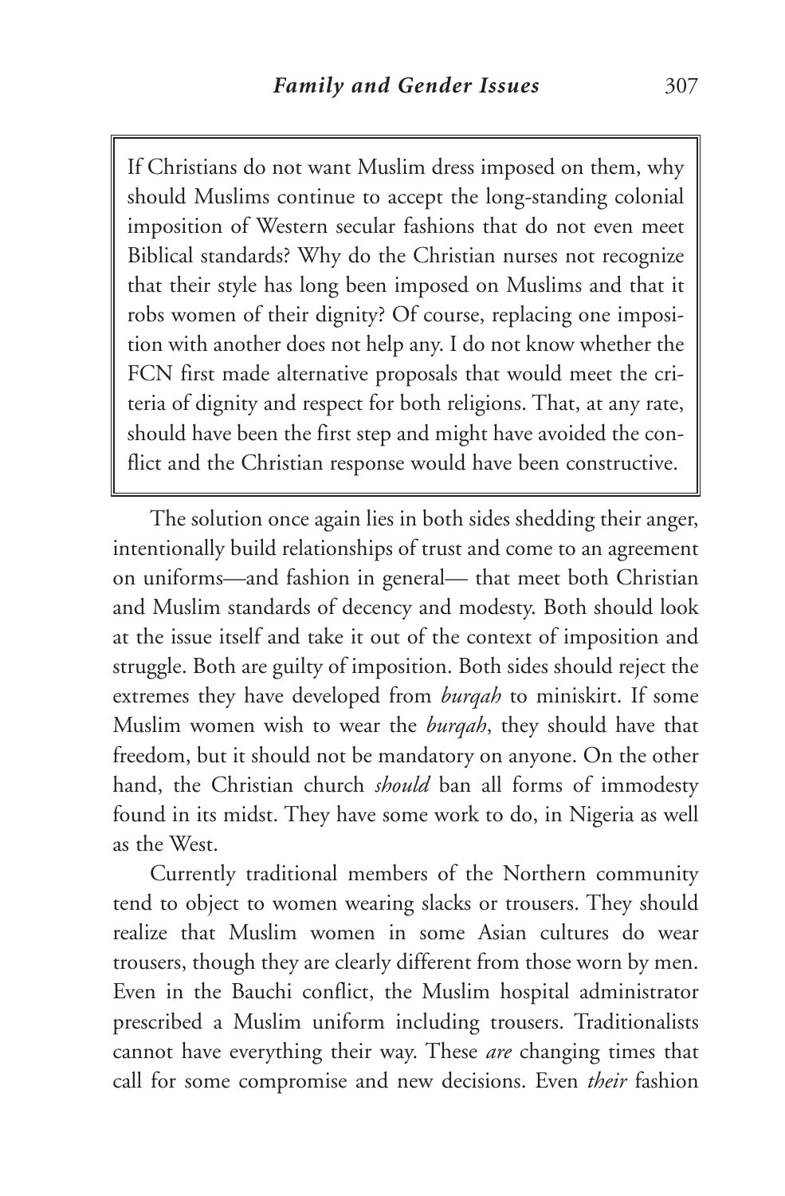> If Christians do not want Muslim dress imposed on them, why should Muslims continue to accept the long-standing colonial imposition of Western secular fashions that do not even meet Biblical standards? Why do the Christian nurses not recognize that their style has long been imposed on Muslims and that it robs women of their dignity? Of course, replacing one imposition with another does not help any. I do not know whether the FCN first made alternative proposals that would meet the criteria of dignity and respect for both religions. That, at any rate, should have been the first step and might have avoided the conflict and the Christian response would have been constructive.

The solution once again lies in both sides shedding their anger, intentionally build relationships of trust and come to an agreement on uniforms—and fashion in general— that meet both Christian and Muslim standards of decency and modesty. Both should look at the issue itself and take it out of the context of imposition and struggle. Both are guilty of imposition. Both sides should reject the extremes they have developed from *burqah* to miniskirt. If some Muslim women wish to wear the *burqah*, they should have that freedom, but it should not be mandatory on anyone. On the other hand, the Christian church *should* ban all forms of immodesty found in its midst. They have some work to do, in Nigeria as well as the West.

Currently traditional members of the Northern community tend to object to women wearing slacks or trousers. They should realize that Muslim women in some Asian cultures do wear trousers, though they are clearly different from those worn by men. Even in the Bauchi conflict, the Muslim hospital administrator prescribed a Muslim uniform including trousers. Traditionalists cannot have everything their way. These *are* changing times that call for some compromise and new decisions. Even *their* fashion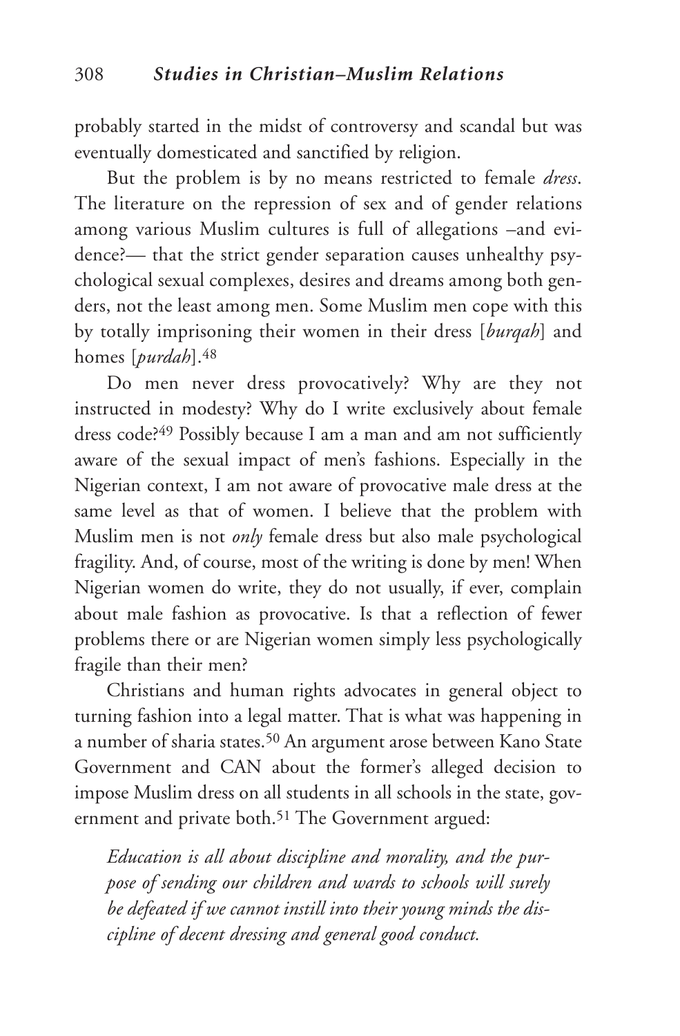probably started in the midst of controversy and scandal but was eventually domesticated and sanctified by religion.

But the problem is by no means restricted to female *dress*. The literature on the repression of sex and of gender relations among various Muslim cultures is full of allegations –and evidence?— that the strict gender separation causes unhealthy psychological sexual complexes, desires and dreams among both genders, not the least among men. Some Muslim men cope with this by totally imprisoning their women in their dress [*burqah*] and homes [*purdah*].[48]

Do men never dress provocatively? Why are they not instructed in modesty? Why do I write exclusively about female dress code?[49] Possibly because I am a man and am not sufficiently aware of the sexual impact of men's fashions. Especially in the Nigerian context, I am not aware of provocative male dress at the same level as that of women. I believe that the problem with Muslim men is not *only* female dress but also male psychological fragility. And, of course, most of the writing is done by men! When Nigerian women do write, they do not usually, if ever, complain about male fashion as provocative. Is that a reflection of fewer problems there or are Nigerian women simply less psychologically fragile than their men?

Christians and human rights advocates in general object to turning fashion into a legal matter. That is what was happening in a number of sharia states.[50] An argument arose between Kano State Government and CAN about the former's alleged decision to impose Muslim dress on all students in all schools in the state, government and private both.[51] The Government argued:

> *Education is all about discipline and morality, and the purpose of sending our children and wards to schools will surely be defeated if we cannot instill into their young minds the discipline of decent dressing and general good conduct.*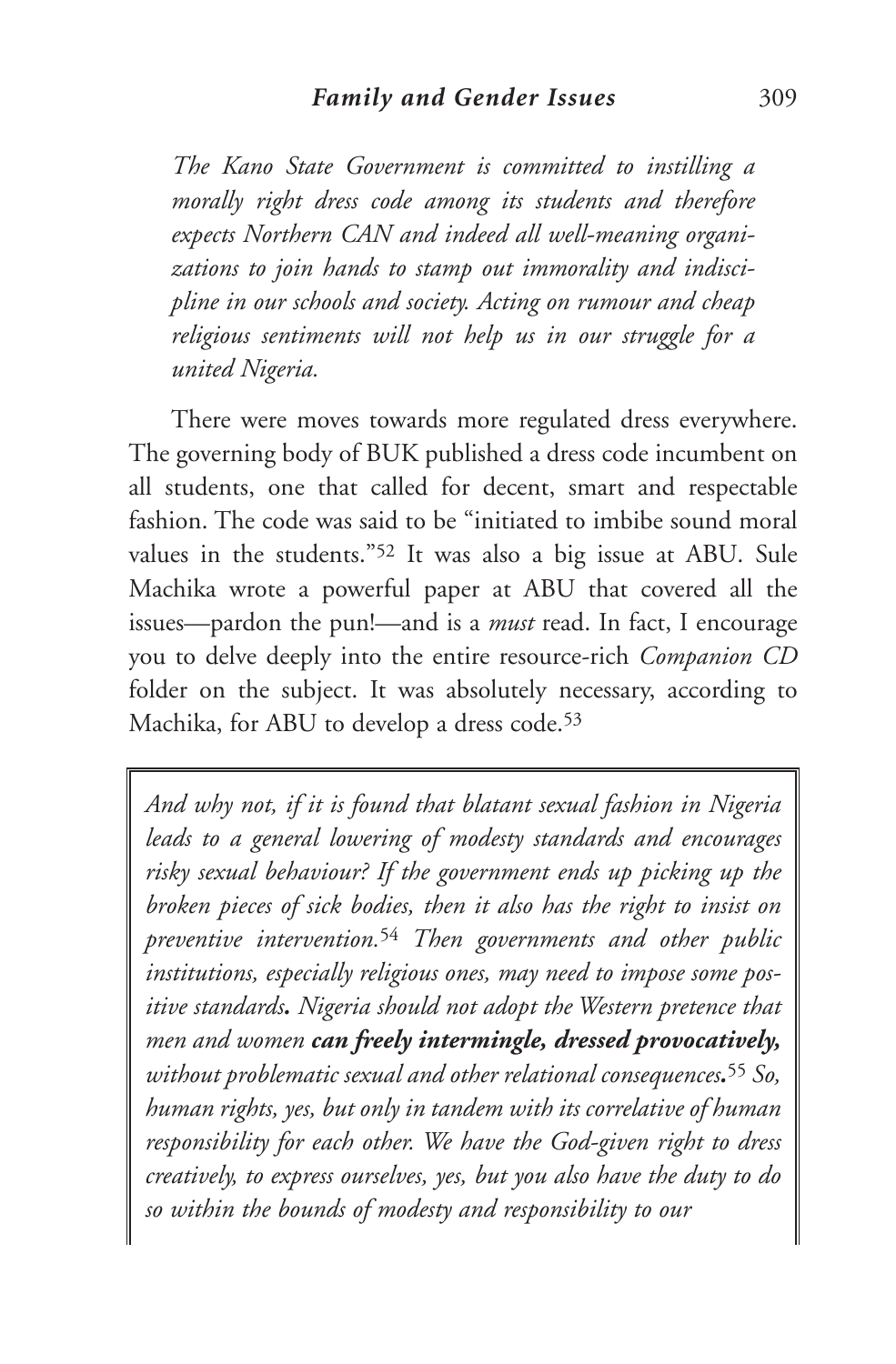*The Kano State Government is committed to instilling a morally right dress code among its students and therefore expects Northern CAN and indeed all well-meaning organizations to join hands to stamp out immorality and indiscipline in our schools and society. Acting on rumour and cheap religious sentiments will not help us in our struggle for a united Nigeria.*

There were moves towards more regulated dress everywhere. The governing body of BUK published a dress code incumbent on all students, one that called for decent, smart and respectable fashion. The code was said to be "initiated to imbibe sound moral values in the students."[52] It was also a big issue at ABU. Sule Machika wrote a powerful paper at ABU that covered all the issues—pardon the pun!—and is a *must* read. In fact, I encourage you to delve deeply into the entire resource-rich *Companion CD* folder on the subject. It was absolutely necessary, according to Machika, for ABU to develop a dress code.[53]

> *And why not, if it is found that blatant sexual fashion in Nigeria leads to a general lowering of modesty standards and encourages risky sexual behaviour? If the government ends up picking up the broken pieces of sick bodies, then it also has the right to insist on preventive intervention.*[54] *Then governments and other public institutions, especially religious ones, may need to impose some positive standards**.** Nigeria should not adopt the Western pretence that men and women **can freely intermingle, dressed provocatively,** without problematic sexual and other relational consequences**.***[55] *So, human rights, yes, but only in tandem with its correlative of human responsibility for each other. We have the God-given right to dress creatively, to express ourselves, yes, but you also have the duty to do so within the bounds of modesty and responsibility to our*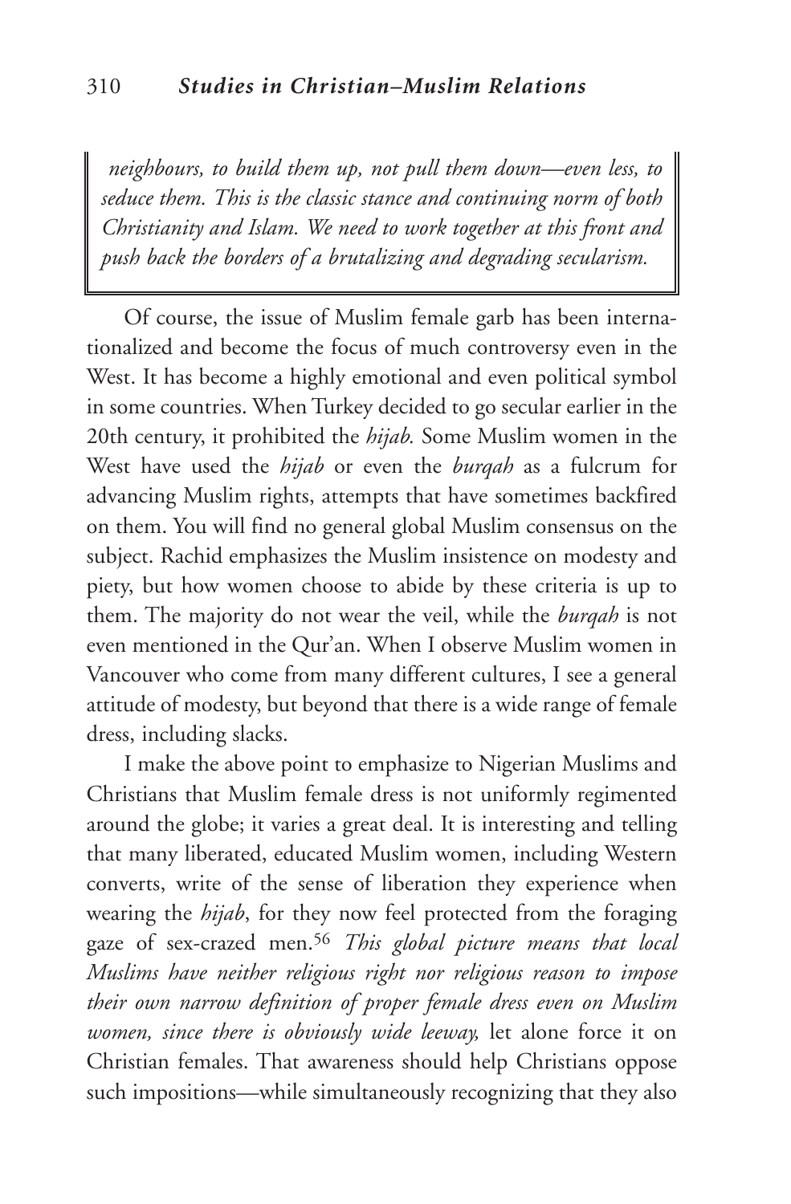*neighbours, to build them up, not pull them down—even less, to seduce them. This is the classic stance and continuing norm of both Christianity and Islam. We need to work together at this front and push back the borders of a brutalizing and degrading secularism.*

Of course, the issue of Muslim female garb has been internationalized and become the focus of much controversy even in the West. It has become a highly emotional and even political symbol in some countries. When Turkey decided to go secular earlier in the 20th century, it prohibited the *hijab.* Some Muslim women in the West have used the *hijab* or even the *burqah* as a fulcrum for advancing Muslim rights, attempts that have sometimes backfired on them. You will find no general global Muslim consensus on the subject. Rachid emphasizes the Muslim insistence on modesty and piety, but how women choose to abide by these criteria is up to them. The majority do not wear the veil, while the *burqah* is not even mentioned in the Qur'an. When I observe Muslim women in Vancouver who come from many different cultures, I see a general attitude of modesty, but beyond that there is a wide range of female dress, including slacks.

I make the above point to emphasize to Nigerian Muslims and Christians that Muslim female dress is not uniformly regimented around the globe; it varies a great deal. It is interesting and telling that many liberated, educated Muslim women, including Western converts, write of the sense of liberation they experience when wearing the *hijab*, for they now feel protected from the foraging gaze of sex-crazed men.[56] *This global picture means that local Muslims have neither religious right nor religious reason to impose their own narrow definition of proper female dress even on Muslim women, since there is obviously wide leeway,* let alone force it on Christian females. That awareness should help Christians oppose such impositions—while simultaneously recognizing that they also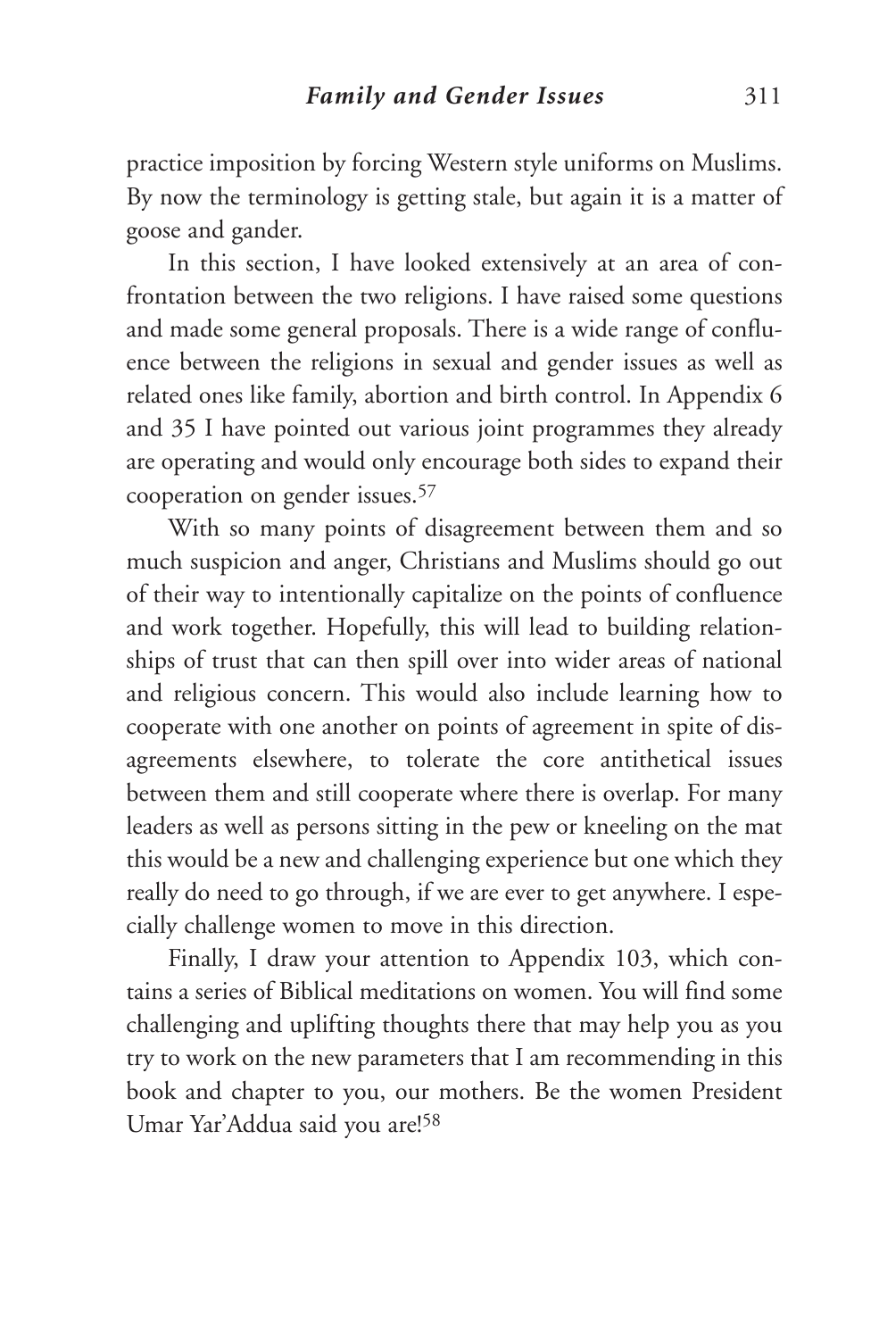practice imposition by forcing Western style uniforms on Muslims. By now the terminology is getting stale, but again it is a matter of goose and gander.

In this section, I have looked extensively at an area of confrontation between the two religions. I have raised some questions and made some general proposals. There is a wide range of confluence between the religions in sexual and gender issues as well as related ones like family, abortion and birth control. In Appendix 6 and 35 I have pointed out various joint programmes they already are operating and would only encourage both sides to expand their cooperation on gender issues.[57]

With so many points of disagreement between them and so much suspicion and anger, Christians and Muslims should go out of their way to intentionally capitalize on the points of confluence and work together. Hopefully, this will lead to building relationships of trust that can then spill over into wider areas of national and religious concern. This would also include learning how to cooperate with one another on points of agreement in spite of disagreements elsewhere, to tolerate the core antithetical issues between them and still cooperate where there is overlap. For many leaders as well as persons sitting in the pew or kneeling on the mat this would be a new and challenging experience but one which they really do need to go through, if we are ever to get anywhere. I especially challenge women to move in this direction.

Finally, I draw your attention to Appendix 103, which contains a series of Biblical meditations on women. You will find some challenging and uplifting thoughts there that may help you as you try to work on the new parameters that I am recommending in this book and chapter to you, our mothers. Be the women President Umar Yar'Addua said you are![58]